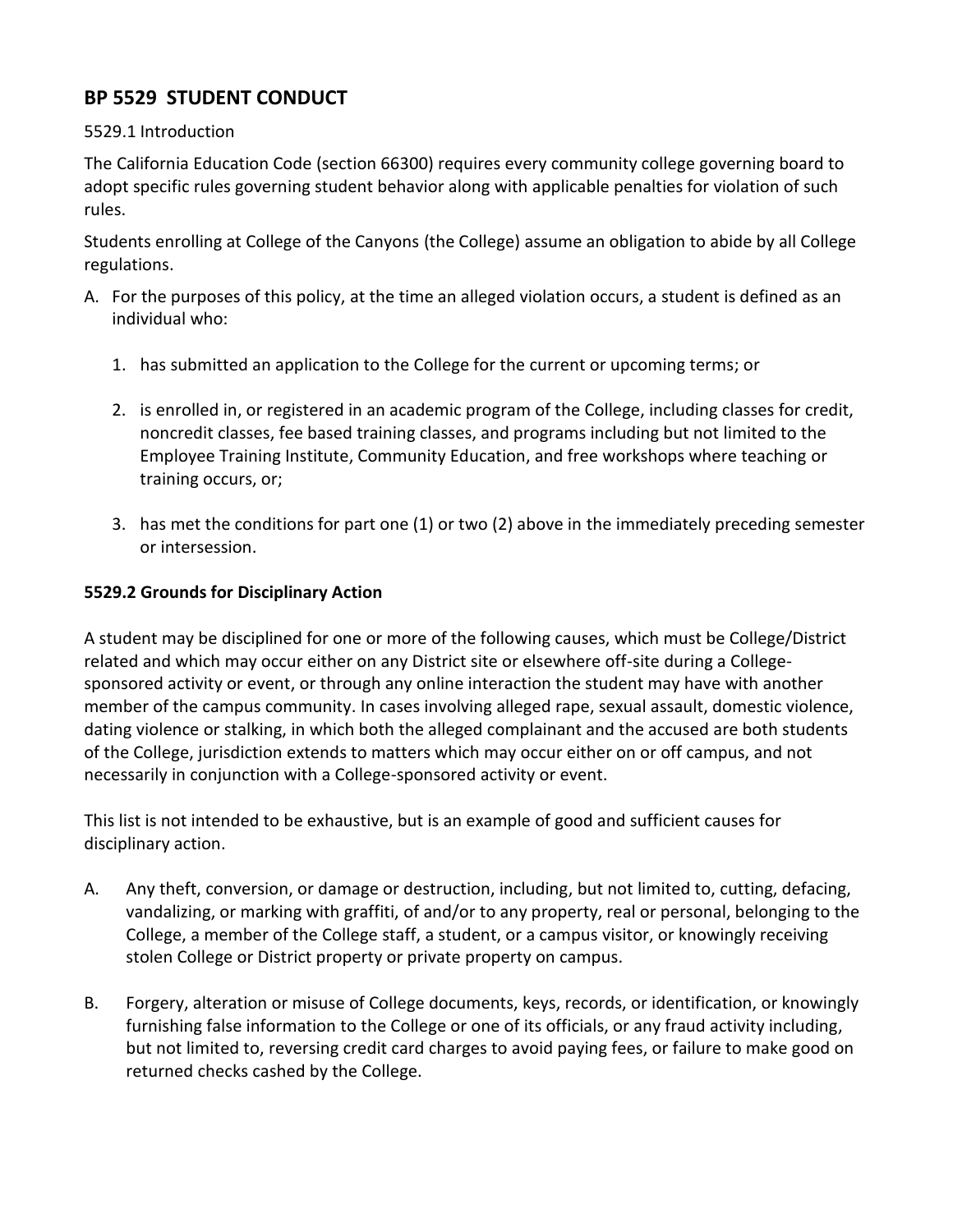## BP 5529 STUDENT CONDUCT

5529.1 Introduction

The California Education Code (section 66300) requires every community college governing board to adopt specific rules governing student behavior along with applicable penalties for violation of such rules.

Students enrolling at College of the Canyons (the College) assume an obligation to abide by all College regulations.

A. For the purposes of this policy, at the time an alleged violation occurs, a student is defined as an individual who:

   1. has submitted an application to the College for the current or upcoming terms; or

   2. is enrolled in, or registered in an academic program of the College, including classes for credit, noncredit classes, fee based training classes, and programs including but not limited to the Employee Training Institute, Community Education, and free workshops where teaching or training occurs, or;

   3. has met the conditions for part one (1) or two (2) above in the immediately preceding semester or intersession.

**5529.2 Grounds for Disciplinary Action**

A student may be disciplined for one or more of the following causes, which must be College/District related and which may occur either on any District site or elsewhere off-site during a College-sponsored activity or event, or through any online interaction the student may have with another member of the campus community. In cases involving alleged rape, sexual assault, domestic violence, dating violence or stalking, in which both the alleged complainant and the accused are both students of the College, jurisdiction extends to matters which may occur either on or off campus, and not necessarily in conjunction with a College-sponsored activity or event.

This list is not intended to be exhaustive, but is an example of good and sufficient causes for disciplinary action.

A. Any theft, conversion, or damage or destruction, including, but not limited to, cutting, defacing, vandalizing, or marking with graffiti, of and/or to any property, real or personal, belonging to the College, a member of the College staff, a student, or a campus visitor, or knowingly receiving stolen College or District property or private property on campus.

B. Forgery, alteration or misuse of College documents, keys, records, or identification, or knowingly furnishing false information to the College or one of its officials, or any fraud activity including, but not limited to, reversing credit card charges to avoid paying fees, or failure to make good on returned checks cashed by the College.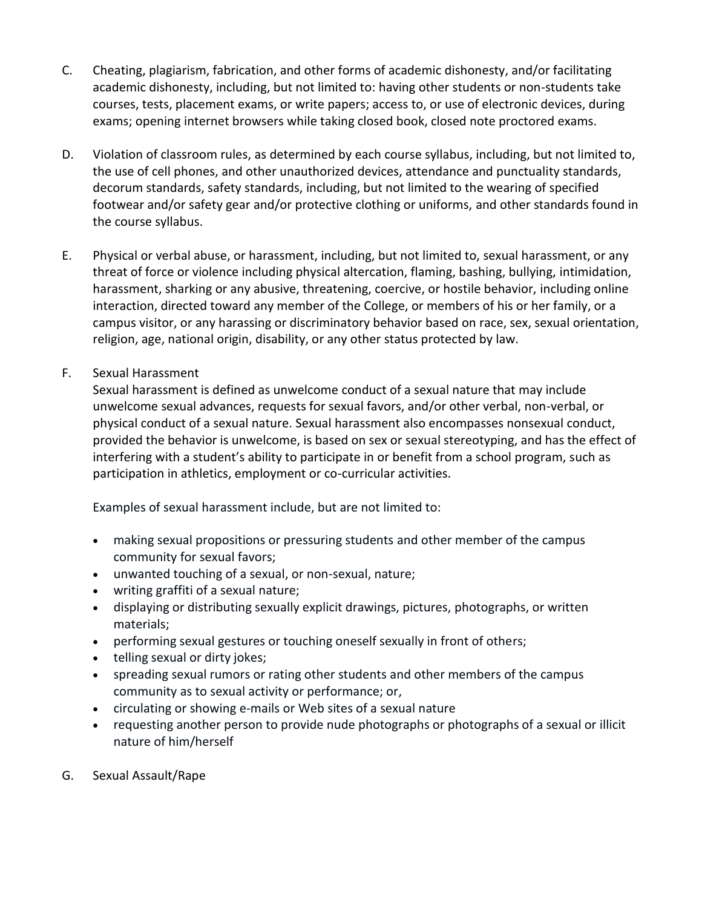C. Cheating, plagiarism, fabrication, and other forms of academic dishonesty, and/or facilitating academic dishonesty, including, but not limited to: having other students or non-students take courses, tests, placement exams, or write papers; access to, or use of electronic devices, during exams; opening internet browsers while taking closed book, closed note proctored exams.

D. Violation of classroom rules, as determined by each course syllabus, including, but not limited to, the use of cell phones, and other unauthorized devices, attendance and punctuality standards, decorum standards, safety standards, including, but not limited to the wearing of specified footwear and/or safety gear and/or protective clothing or uniforms, and other standards found in the course syllabus.

E. Physical or verbal abuse, or harassment, including, but not limited to, sexual harassment, or any threat of force or violence including physical altercation, flaming, bashing, bullying, intimidation, harassment, sharking or any abusive, threatening, coercive, or hostile behavior, including online interaction, directed toward any member of the College, or members of his or her family, or a campus visitor, or any harassing or discriminatory behavior based on race, sex, sexual orientation, religion, age, national origin, disability, or any other status protected by law.

F. Sexual Harassment

Sexual harassment is defined as unwelcome conduct of a sexual nature that may include unwelcome sexual advances, requests for sexual favors, and/or other verbal, non-verbal, or physical conduct of a sexual nature. Sexual harassment also encompasses nonsexual conduct, provided the behavior is unwelcome, is based on sex or sexual stereotyping, and has the effect of interfering with a student's ability to participate in or benefit from a school program, such as participation in athletics, employment or co-curricular activities.

Examples of sexual harassment include, but are not limited to:

- making sexual propositions or pressuring students and other member of the campus community for sexual favors;
- unwanted touching of a sexual, or non-sexual, nature;
- writing graffiti of a sexual nature;
- displaying or distributing sexually explicit drawings, pictures, photographs, or written materials;
- performing sexual gestures or touching oneself sexually in front of others;
- telling sexual or dirty jokes;
- spreading sexual rumors or rating other students and other members of the campus community as to sexual activity or performance; or,
- circulating or showing e-mails or Web sites of a sexual nature
- requesting another person to provide nude photographs or photographs of a sexual or illicit nature of him/herself

G. Sexual Assault/Rape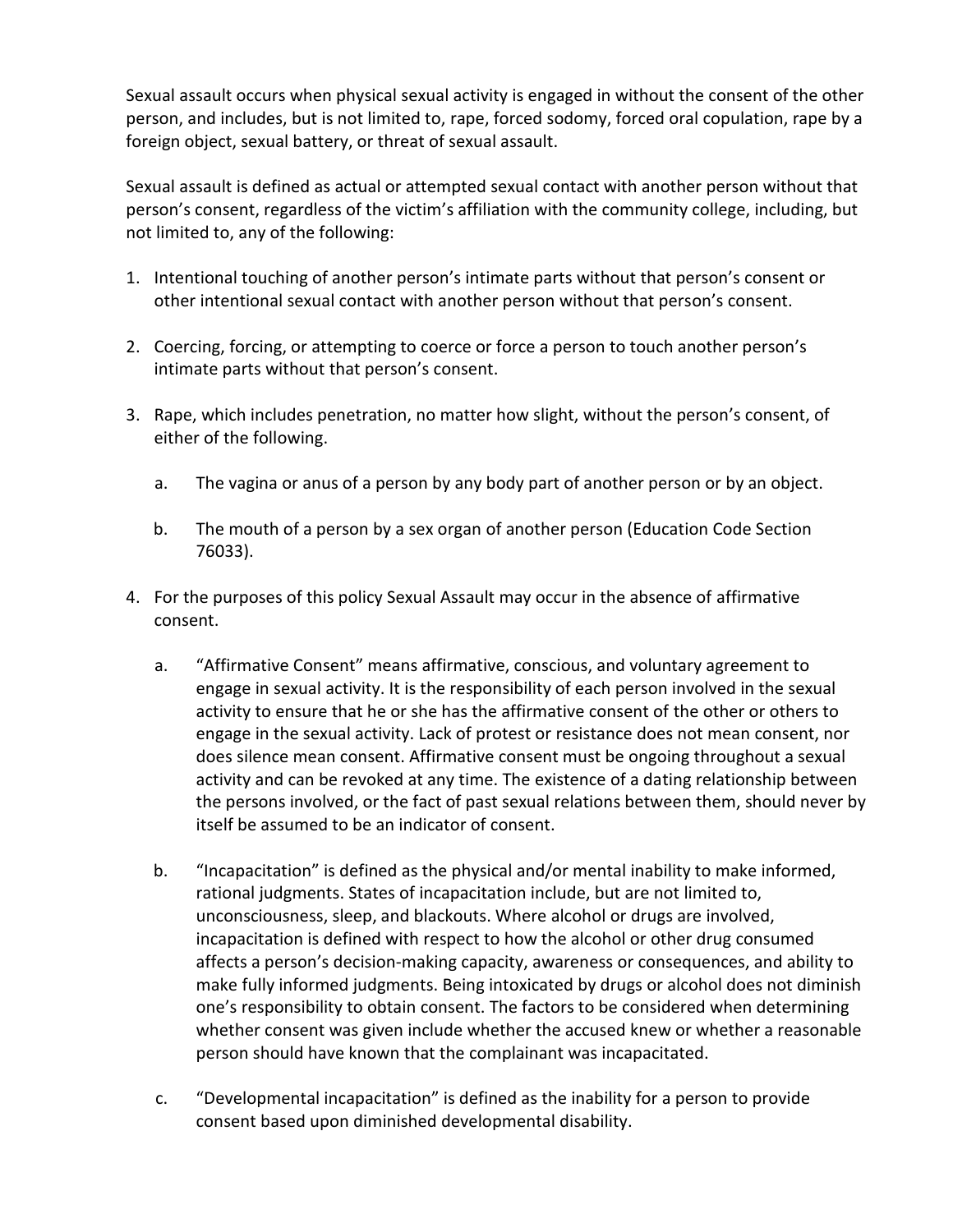Sexual assault occurs when physical sexual activity is engaged in without the consent of the other person, and includes, but is not limited to, rape, forced sodomy, forced oral copulation, rape by a foreign object, sexual battery, or threat of sexual assault.

Sexual assault is defined as actual or attempted sexual contact with another person without that person's consent, regardless of the victim's affiliation with the community college, including, but not limited to, any of the following:

1. Intentional touching of another person's intimate parts without that person's consent or other intentional sexual contact with another person without that person's consent.

2. Coercing, forcing, or attempting to coerce or force a person to touch another person's intimate parts without that person's consent.

3. Rape, which includes penetration, no matter how slight, without the person's consent, of either of the following.

   a. The vagina or anus of a person by any body part of another person or by an object.

   b. The mouth of a person by a sex organ of another person (Education Code Section 76033).

4. For the purposes of this policy Sexual Assault may occur in the absence of affirmative consent.

   a. "Affirmative Consent" means affirmative, conscious, and voluntary agreement to engage in sexual activity. It is the responsibility of each person involved in the sexual activity to ensure that he or she has the affirmative consent of the other or others to engage in the sexual activity. Lack of protest or resistance does not mean consent, nor does silence mean consent. Affirmative consent must be ongoing throughout a sexual activity and can be revoked at any time. The existence of a dating relationship between the persons involved, or the fact of past sexual relations between them, should never by itself be assumed to be an indicator of consent.

   b. "Incapacitation" is defined as the physical and/or mental inability to make informed, rational judgments. States of incapacitation include, but are not limited to, unconsciousness, sleep, and blackouts. Where alcohol or drugs are involved, incapacitation is defined with respect to how the alcohol or other drug consumed affects a person's decision-making capacity, awareness or consequences, and ability to make fully informed judgments. Being intoxicated by drugs or alcohol does not diminish one's responsibility to obtain consent. The factors to be considered when determining whether consent was given include whether the accused knew or whether a reasonable person should have known that the complainant was incapacitated.

   c. "Developmental incapacitation" is defined as the inability for a person to provide consent based upon diminished developmental disability.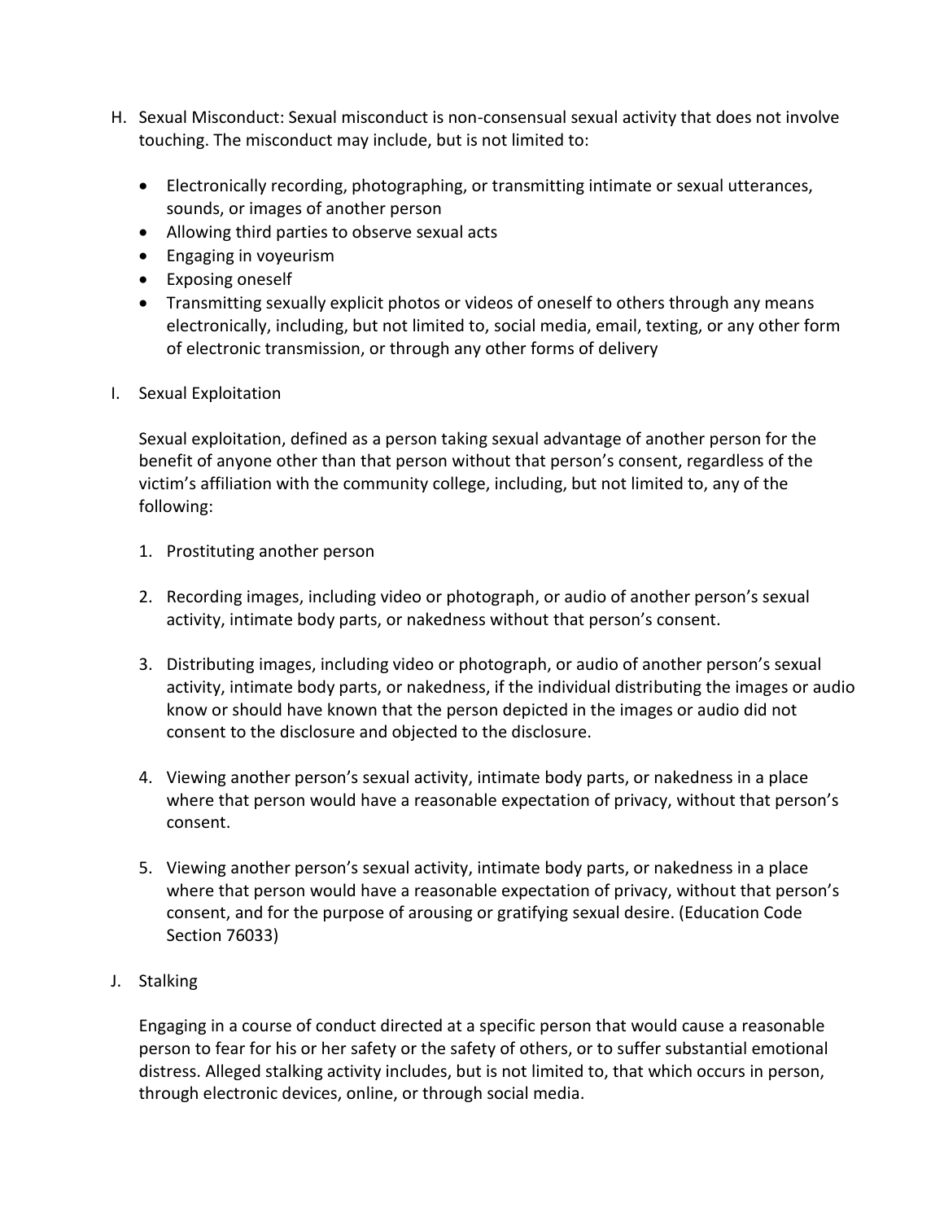H. Sexual Misconduct: Sexual misconduct is non-consensual sexual activity that does not involve touching. The misconduct may include, but is not limited to:

- Electronically recording, photographing, or transmitting intimate or sexual utterances, sounds, or images of another person
- Allowing third parties to observe sexual acts
- Engaging in voyeurism
- Exposing oneself
- Transmitting sexually explicit photos or videos of oneself to others through any means electronically, including, but not limited to, social media, email, texting, or any other form of electronic transmission, or through any other forms of delivery

I. Sexual Exploitation

Sexual exploitation, defined as a person taking sexual advantage of another person for the benefit of anyone other than that person without that person's consent, regardless of the victim's affiliation with the community college, including, but not limited to, any of the following:

1. Prostituting another person

2. Recording images, including video or photograph, or audio of another person's sexual activity, intimate body parts, or nakedness without that person's consent.

3. Distributing images, including video or photograph, or audio of another person's sexual activity, intimate body parts, or nakedness, if the individual distributing the images or audio know or should have known that the person depicted in the images or audio did not consent to the disclosure and objected to the disclosure.

4. Viewing another person's sexual activity, intimate body parts, or nakedness in a place where that person would have a reasonable expectation of privacy, without that person's consent.

5. Viewing another person's sexual activity, intimate body parts, or nakedness in a place where that person would have a reasonable expectation of privacy, without that person's consent, and for the purpose of arousing or gratifying sexual desire. (Education Code Section 76033)

J. Stalking

Engaging in a course of conduct directed at a specific person that would cause a reasonable person to fear for his or her safety or the safety of others, or to suffer substantial emotional distress. Alleged stalking activity includes, but is not limited to, that which occurs in person, through electronic devices, online, or through social media.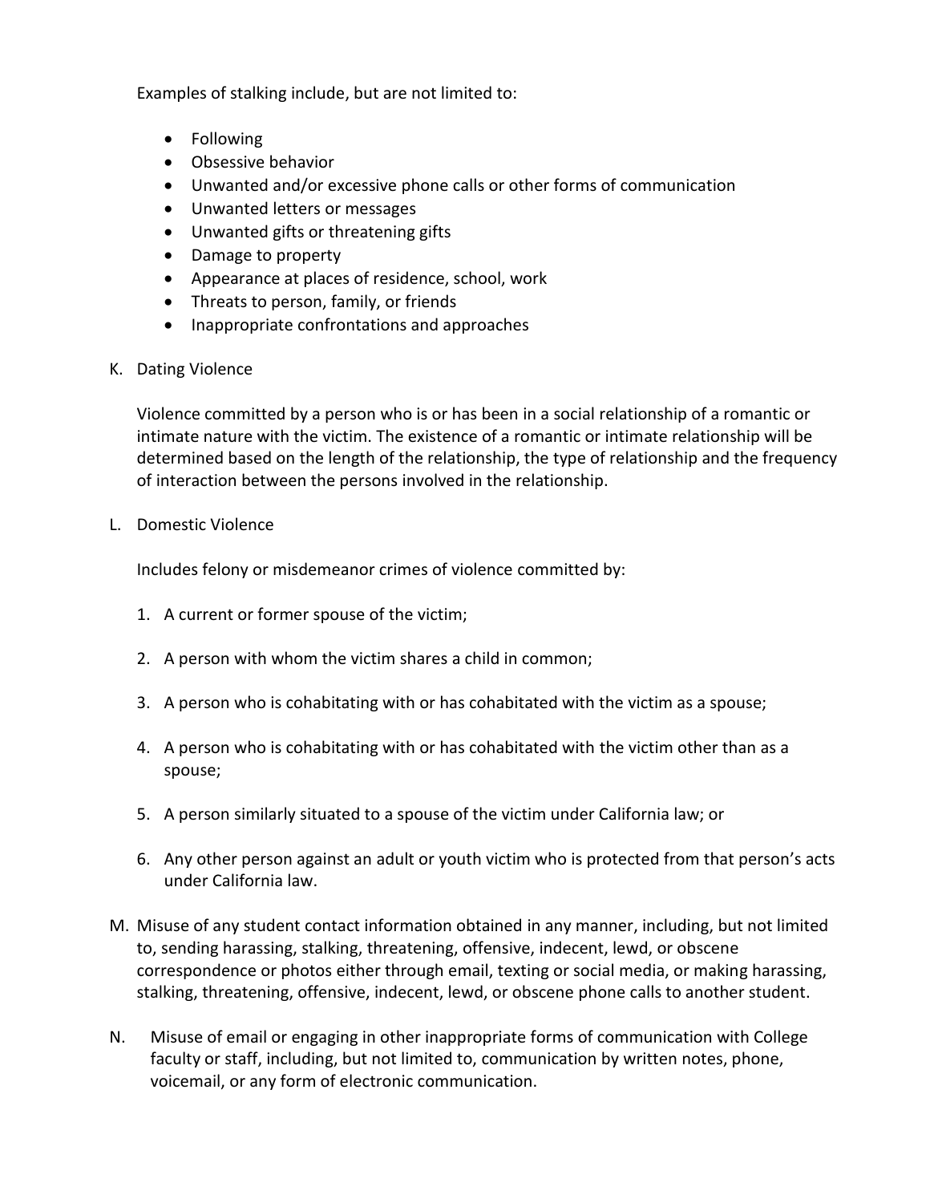Examples of stalking include, but are not limited to:

- Following
- Obsessive behavior
- Unwanted and/or excessive phone calls or other forms of communication
- Unwanted letters or messages
- Unwanted gifts or threatening gifts
- Damage to property
- Appearance at places of residence, school, work
- Threats to person, family, or friends
- Inappropriate confrontations and approaches

K. Dating Violence

Violence committed by a person who is or has been in a social relationship of a romantic or intimate nature with the victim. The existence of a romantic or intimate relationship will be determined based on the length of the relationship, the type of relationship and the frequency of interaction between the persons involved in the relationship.

L. Domestic Violence

Includes felony or misdemeanor crimes of violence committed by:

1. A current or former spouse of the victim;

2. A person with whom the victim shares a child in common;

3. A person who is cohabitating with or has cohabitated with the victim as a spouse;

4. A person who is cohabitating with or has cohabitated with the victim other than as a spouse;

5. A person similarly situated to a spouse of the victim under California law; or

6. Any other person against an adult or youth victim who is protected from that person's acts under California law.

M. Misuse of any student contact information obtained in any manner, including, but not limited to, sending harassing, stalking, threatening, offensive, indecent, lewd, or obscene correspondence or photos either through email, texting or social media, or making harassing, stalking, threatening, offensive, indecent, lewd, or obscene phone calls to another student.

N. Misuse of email or engaging in other inappropriate forms of communication with College faculty or staff, including, but not limited to, communication by written notes, phone, voicemail, or any form of electronic communication.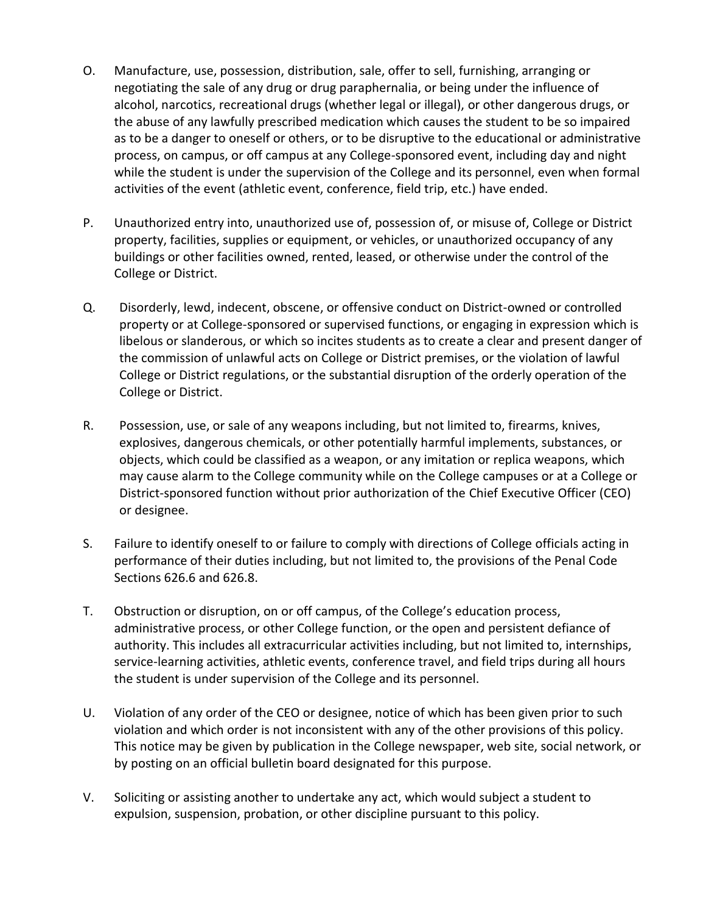O. Manufacture, use, possession, distribution, sale, offer to sell, furnishing, arranging or negotiating the sale of any drug or drug paraphernalia, or being under the influence of alcohol, narcotics, recreational drugs (whether legal or illegal), or other dangerous drugs, or the abuse of any lawfully prescribed medication which causes the student to be so impaired as to be a danger to oneself or others, or to be disruptive to the educational or administrative process, on campus, or off campus at any College-sponsored event, including day and night while the student is under the supervision of the College and its personnel, even when formal activities of the event (athletic event, conference, field trip, etc.) have ended.

P. Unauthorized entry into, unauthorized use of, possession of, or misuse of, College or District property, facilities, supplies or equipment, or vehicles, or unauthorized occupancy of any buildings or other facilities owned, rented, leased, or otherwise under the control of the College or District.

Q. Disorderly, lewd, indecent, obscene, or offensive conduct on District-owned or controlled property or at College-sponsored or supervised functions, or engaging in expression which is libelous or slanderous, or which so incites students as to create a clear and present danger of the commission of unlawful acts on College or District premises, or the violation of lawful College or District regulations, or the substantial disruption of the orderly operation of the College or District.

R. Possession, use, or sale of any weapons including, but not limited to, firearms, knives, explosives, dangerous chemicals, or other potentially harmful implements, substances, or objects, which could be classified as a weapon, or any imitation or replica weapons, which may cause alarm to the College community while on the College campuses or at a College or District-sponsored function without prior authorization of the Chief Executive Officer (CEO) or designee.

S. Failure to identify oneself to or failure to comply with directions of College officials acting in performance of their duties including, but not limited to, the provisions of the Penal Code Sections 626.6 and 626.8.

T. Obstruction or disruption, on or off campus, of the College's education process, administrative process, or other College function, or the open and persistent defiance of authority. This includes all extracurricular activities including, but not limited to, internships, service-learning activities, athletic events, conference travel, and field trips during all hours the student is under supervision of the College and its personnel.

U. Violation of any order of the CEO or designee, notice of which has been given prior to such violation and which order is not inconsistent with any of the other provisions of this policy. This notice may be given by publication in the College newspaper, web site, social network, or by posting on an official bulletin board designated for this purpose.

V. Soliciting or assisting another to undertake any act, which would subject a student to expulsion, suspension, probation, or other discipline pursuant to this policy.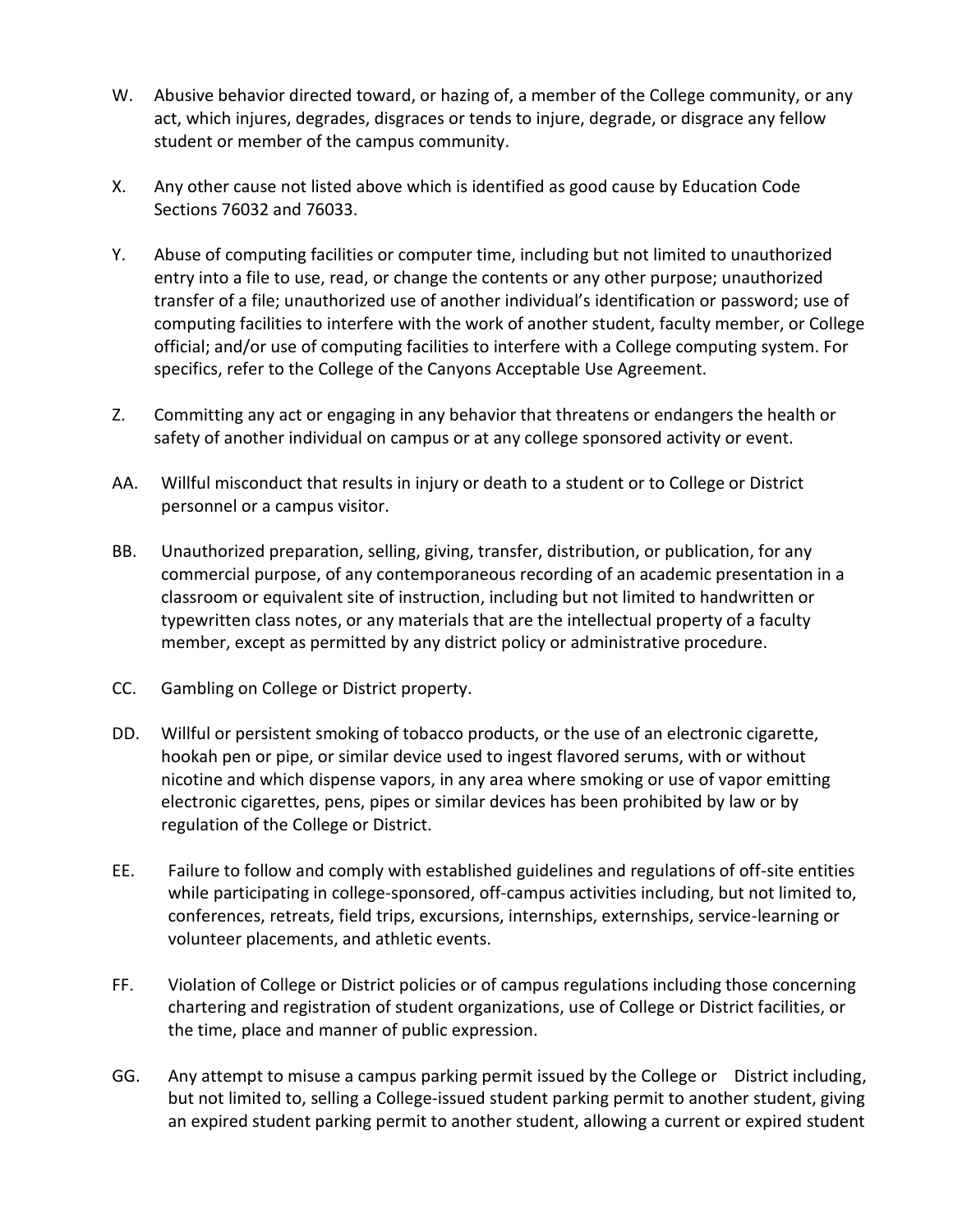W. Abusive behavior directed toward, or hazing of, a member of the College community, or any act, which injures, degrades, disgraces or tends to injure, degrade, or disgrace any fellow student or member of the campus community.

X. Any other cause not listed above which is identified as good cause by Education Code Sections 76032 and 76033.

Y. Abuse of computing facilities or computer time, including but not limited to unauthorized entry into a file to use, read, or change the contents or any other purpose; unauthorized transfer of a file; unauthorized use of another individual's identification or password; use of computing facilities to interfere with the work of another student, faculty member, or College official; and/or use of computing facilities to interfere with a College computing system. For specifics, refer to the College of the Canyons Acceptable Use Agreement.

Z. Committing any act or engaging in any behavior that threatens or endangers the health or safety of another individual on campus or at any college sponsored activity or event.

AA. Willful misconduct that results in injury or death to a student or to College or District personnel or a campus visitor.

BB. Unauthorized preparation, selling, giving, transfer, distribution, or publication, for any commercial purpose, of any contemporaneous recording of an academic presentation in a classroom or equivalent site of instruction, including but not limited to handwritten or typewritten class notes, or any materials that are the intellectual property of a faculty member, except as permitted by any district policy or administrative procedure.

CC. Gambling on College or District property.

DD. Willful or persistent smoking of tobacco products, or the use of an electronic cigarette, hookah pen or pipe, or similar device used to ingest flavored serums, with or without nicotine and which dispense vapors, in any area where smoking or use of vapor emitting electronic cigarettes, pens, pipes or similar devices has been prohibited by law or by regulation of the College or District.

EE. Failure to follow and comply with established guidelines and regulations of off-site entities while participating in college-sponsored, off-campus activities including, but not limited to, conferences, retreats, field trips, excursions, internships, externships, service-learning or volunteer placements, and athletic events.

FF. Violation of College or District policies or of campus regulations including those concerning chartering and registration of student organizations, use of College or District facilities, or the time, place and manner of public expression.

GG. Any attempt to misuse a campus parking permit issued by the College or District including, but not limited to, selling a College-issued student parking permit to another student, giving an expired student parking permit to another student, allowing a current or expired student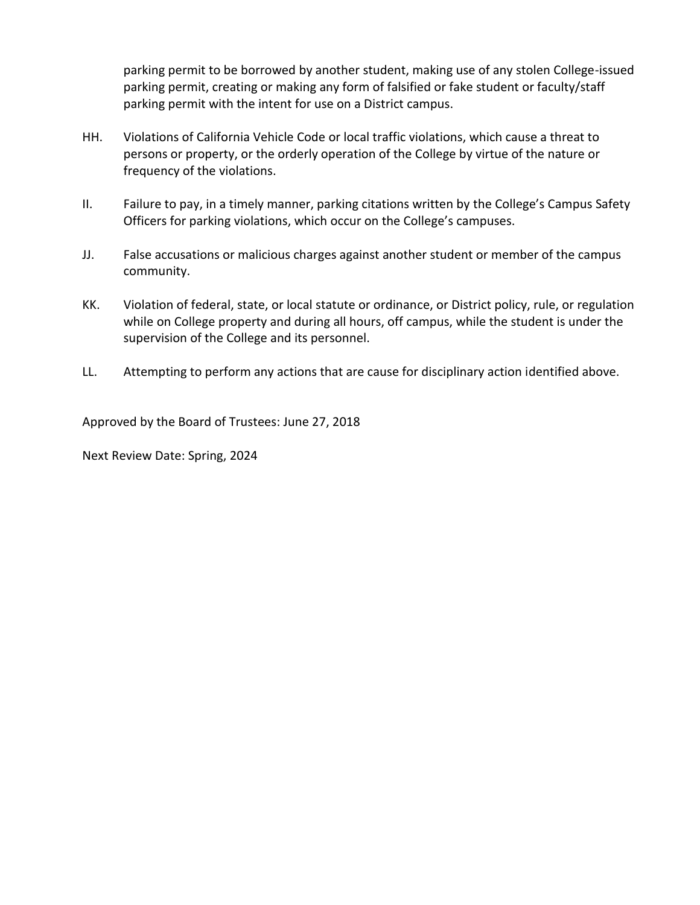parking permit to be borrowed by another student, making use of any stolen College-issued parking permit, creating or making any form of falsified or fake student or faculty/staff parking permit with the intent for use on a District campus.

HH. Violations of California Vehicle Code or local traffic violations, which cause a threat to persons or property, or the orderly operation of the College by virtue of the nature or frequency of the violations.

II. Failure to pay, in a timely manner, parking citations written by the College's Campus Safety Officers for parking violations, which occur on the College's campuses.

JJ. False accusations or malicious charges against another student or member of the campus community.

KK. Violation of federal, state, or local statute or ordinance, or District policy, rule, or regulation while on College property and during all hours, off campus, while the student is under the supervision of the College and its personnel.

LL. Attempting to perform any actions that are cause for disciplinary action identified above.

Approved by the Board of Trustees: June 27, 2018

Next Review Date: Spring, 2024